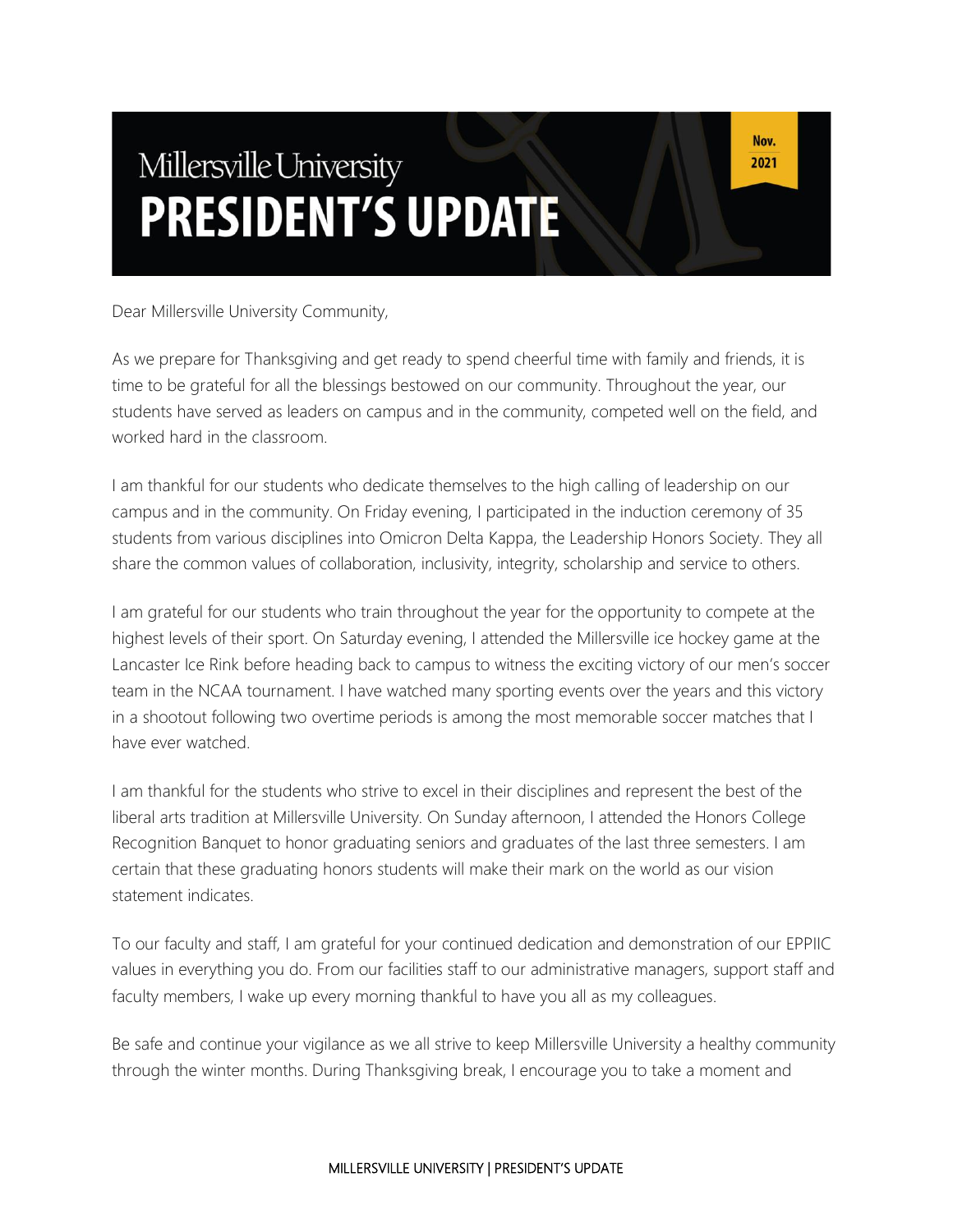# Millersville University
# PRESIDENT'S UPDATE

Nov. 2021

Dear Millersville University Community,

As we prepare for Thanksgiving and get ready to spend cheerful time with family and friends, it is time to be grateful for all the blessings bestowed on our community. Throughout the year, our students have served as leaders on campus and in the community, competed well on the field, and worked hard in the classroom.

I am thankful for our students who dedicate themselves to the high calling of leadership on our campus and in the community. On Friday evening, I participated in the induction ceremony of 35 students from various disciplines into Omicron Delta Kappa, the Leadership Honors Society. They all share the common values of collaboration, inclusivity, integrity, scholarship and service to others.

I am grateful for our students who train throughout the year for the opportunity to compete at the highest levels of their sport. On Saturday evening, I attended the Millersville ice hockey game at the Lancaster Ice Rink before heading back to campus to witness the exciting victory of our men's soccer team in the NCAA tournament. I have watched many sporting events over the years and this victory in a shootout following two overtime periods is among the most memorable soccer matches that I have ever watched.

I am thankful for the students who strive to excel in their disciplines and represent the best of the liberal arts tradition at Millersville University. On Sunday afternoon, I attended the Honors College Recognition Banquet to honor graduating seniors and graduates of the last three semesters. I am certain that these graduating honors students will make their mark on the world as our vision statement indicates.

To our faculty and staff, I am grateful for your continued dedication and demonstration of our EPPIIC values in everything you do. From our facilities staff to our administrative managers, support staff and faculty members, I wake up every morning thankful to have you all as my colleagues.

Be safe and continue your vigilance as we all strive to keep Millersville University a healthy community through the winter months. During Thanksgiving break, I encourage you to take a moment and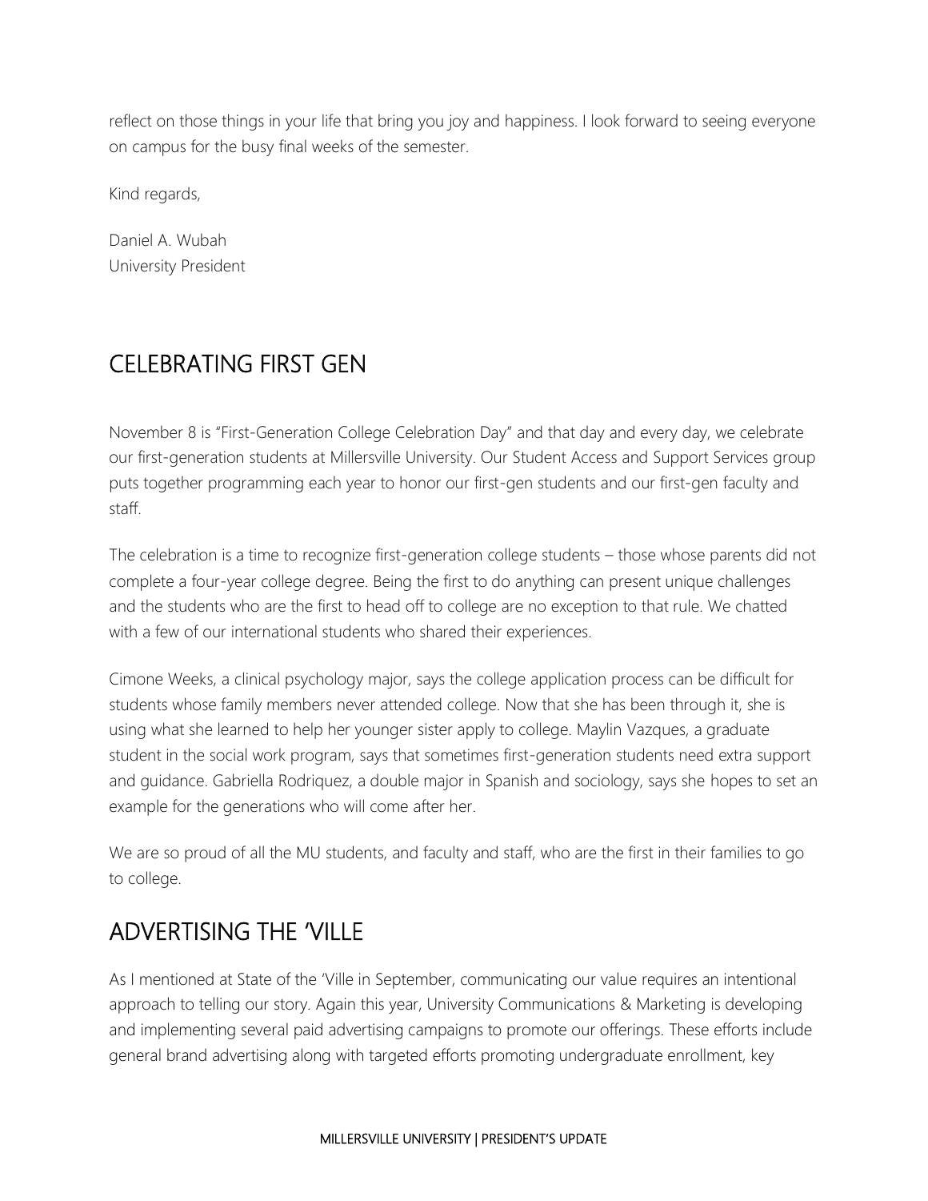reflect on those things in your life that bring you joy and happiness. I look forward to seeing everyone on campus for the busy final weeks of the semester.

Kind regards,

Daniel A. Wubah
University President

## CELEBRATING FIRST GEN

November 8 is "First-Generation College Celebration Day" and that day and every day, we celebrate our first-generation students at Millersville University. Our Student Access and Support Services group puts together programming each year to honor our first-gen students and our first-gen faculty and staff.

The celebration is a time to recognize first-generation college students – those whose parents did not complete a four-year college degree. Being the first to do anything can present unique challenges and the students who are the first to head off to college are no exception to that rule. We chatted with a few of our international students who shared their experiences.

Cimone Weeks, a clinical psychology major, says the college application process can be difficult for students whose family members never attended college. Now that she has been through it, she is using what she learned to help her younger sister apply to college. Maylin Vazques, a graduate student in the social work program, says that sometimes first-generation students need extra support and guidance. Gabriella Rodriquez, a double major in Spanish and sociology, says she hopes to set an example for the generations who will come after her.

We are so proud of all the MU students, and faculty and staff, who are the first in their families to go to college.

## ADVERTISING THE 'VILLE

As I mentioned at State of the 'Ville in September, communicating our value requires an intentional approach to telling our story. Again this year, University Communications & Marketing is developing and implementing several paid advertising campaigns to promote our offerings. These efforts include general brand advertising along with targeted efforts promoting undergraduate enrollment, key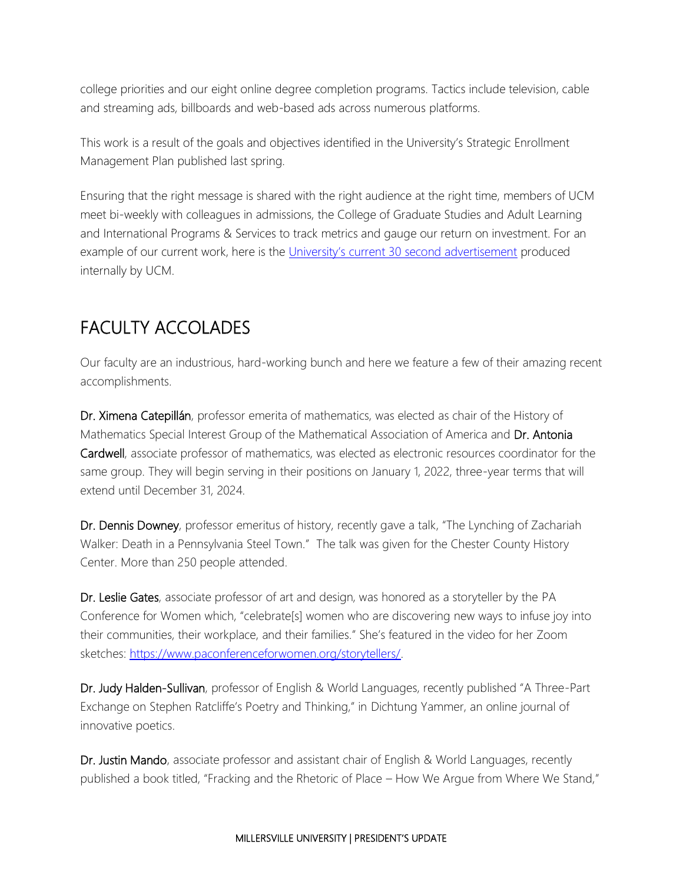college priorities and our eight online degree completion programs. Tactics include television, cable and streaming ads, billboards and web-based ads across numerous platforms.

This work is a result of the goals and objectives identified in the University's Strategic Enrollment Management Plan published last spring.

Ensuring that the right message is shared with the right audience at the right time, members of UCM meet bi-weekly with colleagues in admissions, the College of Graduate Studies and Adult Learning and International Programs & Services to track metrics and gauge our return on investment. For an example of our current work, here is the [University's current 30 second advertisement]() produced internally by UCM.

## FACULTY ACCOLADES

Our faculty are an industrious, hard-working bunch and here we feature a few of their amazing recent accomplishments.

**Dr. Ximena Catepillán**, professor emerita of mathematics, was elected as chair of the History of Mathematics Special Interest Group of the Mathematical Association of America and **Dr. Antonia Cardwell**, associate professor of mathematics, was elected as electronic resources coordinator for the same group. They will begin serving in their positions on January 1, 2022, three-year terms that will extend until December 31, 2024.

**Dr. Dennis Downey**, professor emeritus of history, recently gave a talk, "The Lynching of Zachariah Walker: Death in a Pennsylvania Steel Town." The talk was given for the Chester County History Center. More than 250 people attended.

**Dr. Leslie Gates**, associate professor of art and design, was honored as a storyteller by the PA Conference for Women which, "celebrate[s] women who are discovering new ways to infuse joy into their communities, their workplace, and their families." She's featured in the video for her Zoom sketches: [https://www.paconferenceforwomen.org/storytellers/](https://www.paconferenceforwomen.org/storytellers/).

**Dr. Judy Halden-Sullivan**, professor of English & World Languages, recently published "A Three-Part Exchange on Stephen Ratcliffe's Poetry and Thinking," in Dichtung Yammer, an online journal of innovative poetics.

**Dr. Justin Mando**, associate professor and assistant chair of English & World Languages, recently published a book titled, "Fracking and the Rhetoric of Place – How We Argue from Where We Stand,"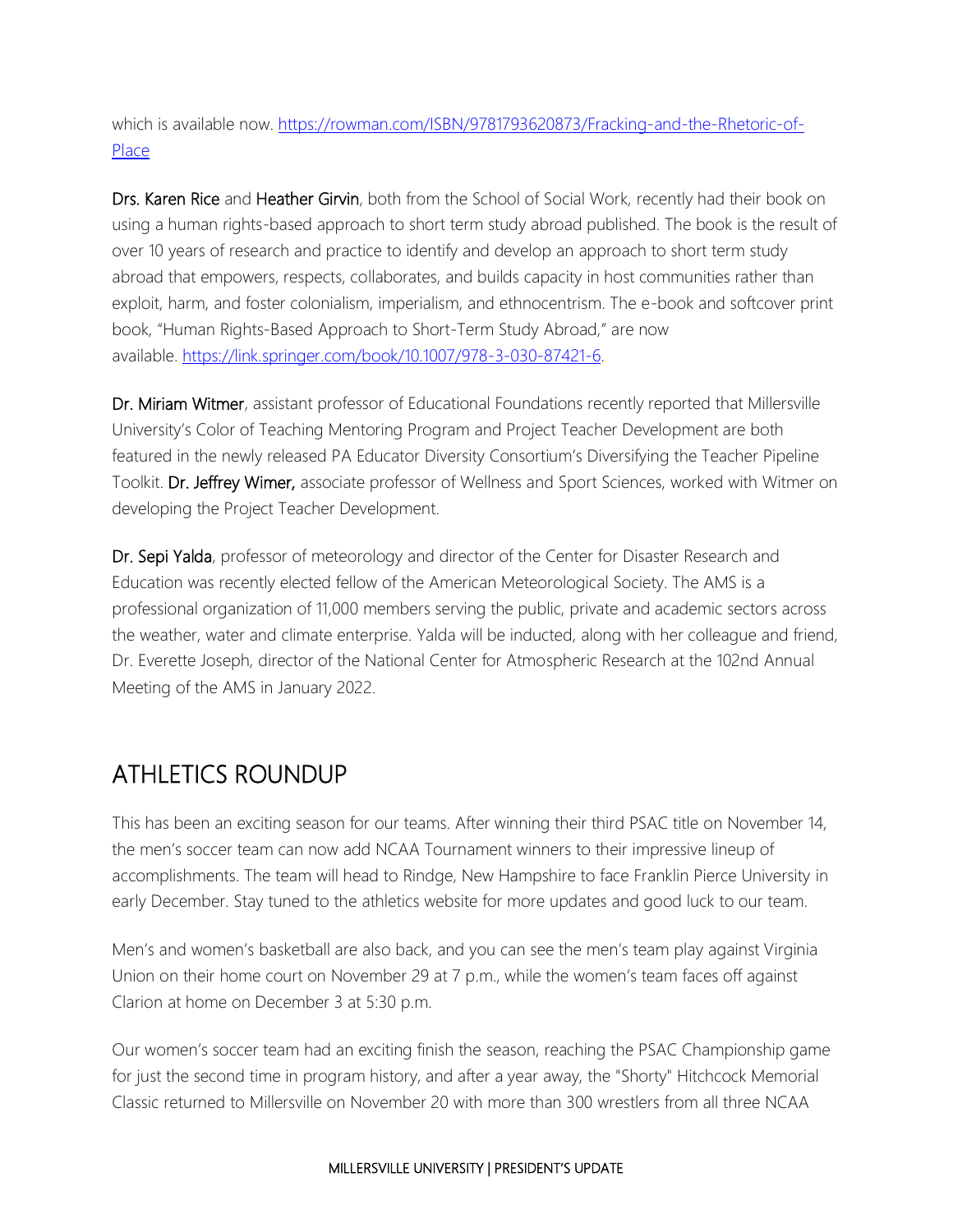which is available now. [https://rowman.com/ISBN/9781793620873/Fracking-and-the-Rhetoric-of-Place](https://rowman.com/ISBN/9781793620873/Fracking-and-the-Rhetoric-of-Place)

**Drs. Karen Rice** and **Heather Girvin**, both from the School of Social Work, recently had their book on using a human rights-based approach to short term study abroad published. The book is the result of over 10 years of research and practice to identify and develop an approach to short term study abroad that empowers, respects, collaborates, and builds capacity in host communities rather than exploit, harm, and foster colonialism, imperialism, and ethnocentrism. The e-book and softcover print book, "Human Rights-Based Approach to Short-Term Study Abroad," are now available. [https://link.springer.com/book/10.1007/978-3-030-87421-6](https://link.springer.com/book/10.1007/978-3-030-87421-6).

**Dr. Miriam Witmer**, assistant professor of Educational Foundations recently reported that Millersville University's Color of Teaching Mentoring Program and Project Teacher Development are both featured in the newly released PA Educator Diversity Consortium's Diversifying the Teacher Pipeline Toolkit. **Dr. Jeffrey Wimer,** associate professor of Wellness and Sport Sciences, worked with Witmer on developing the Project Teacher Development.

**Dr. Sepi Yalda**, professor of meteorology and director of the Center for Disaster Research and Education was recently elected fellow of the American Meteorological Society. The AMS is a professional organization of 11,000 members serving the public, private and academic sectors across the weather, water and climate enterprise. Yalda will be inducted, along with her colleague and friend, Dr. Everette Joseph, director of the National Center for Atmospheric Research at the 102nd Annual Meeting of the AMS in January 2022.

## ATHLETICS ROUNDUP

This has been an exciting season for our teams. After winning their third PSAC title on November 14, the men's soccer team can now add NCAA Tournament winners to their impressive lineup of accomplishments. The team will head to Rindge, New Hampshire to face Franklin Pierce University in early December. Stay tuned to the athletics website for more updates and good luck to our team.

Men's and women's basketball are also back, and you can see the men's team play against Virginia Union on their home court on November 29 at 7 p.m., while the women's team faces off against Clarion at home on December 3 at 5:30 p.m.

Our women's soccer team had an exciting finish the season, reaching the PSAC Championship game for just the second time in program history, and after a year away, the "Shorty" Hitchcock Memorial Classic returned to Millersville on November 20 with more than 300 wrestlers from all three NCAA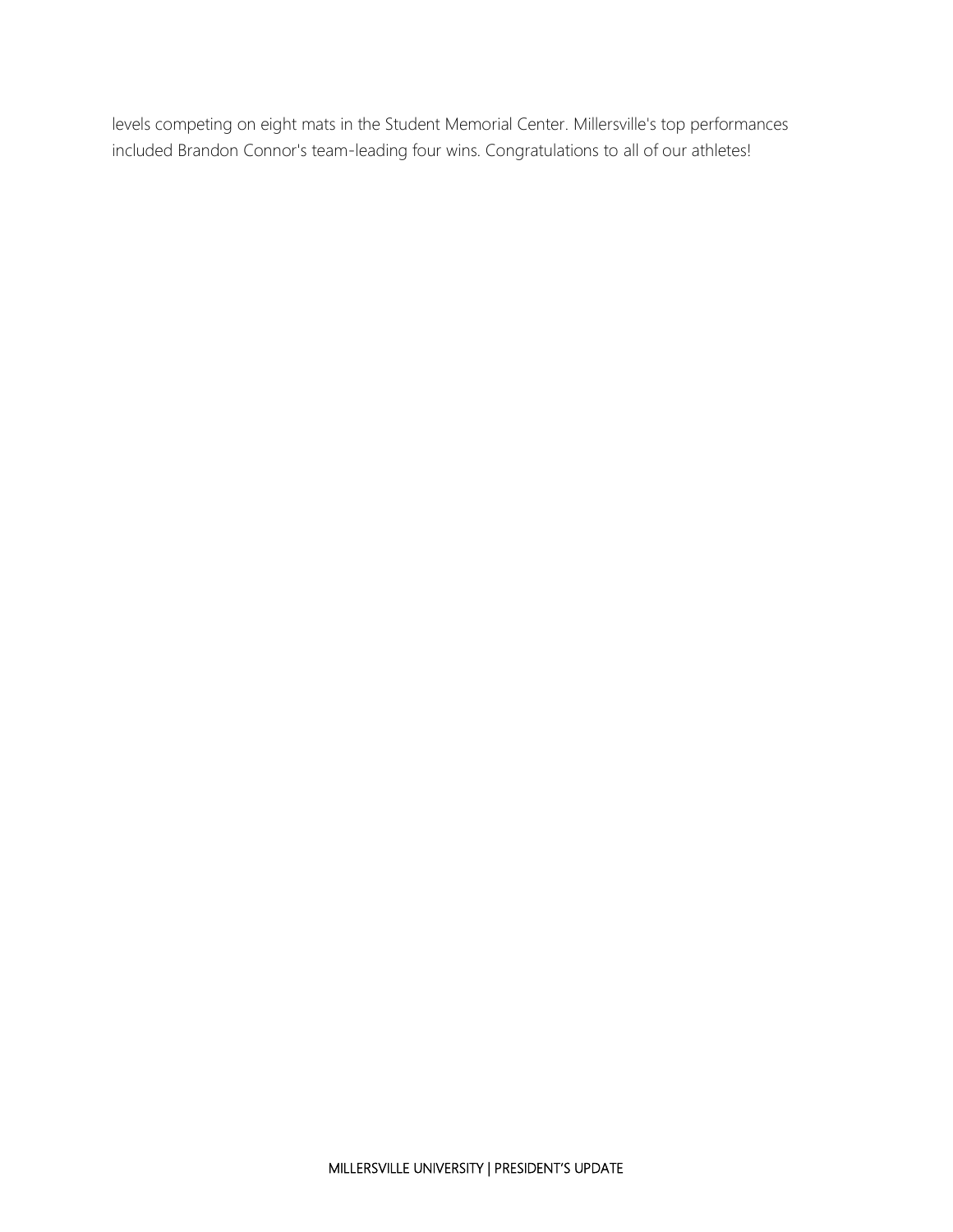levels competing on eight mats in the Student Memorial Center. Millersville's top performances included Brandon Connor's team-leading four wins. Congratulations to all of our athletes!